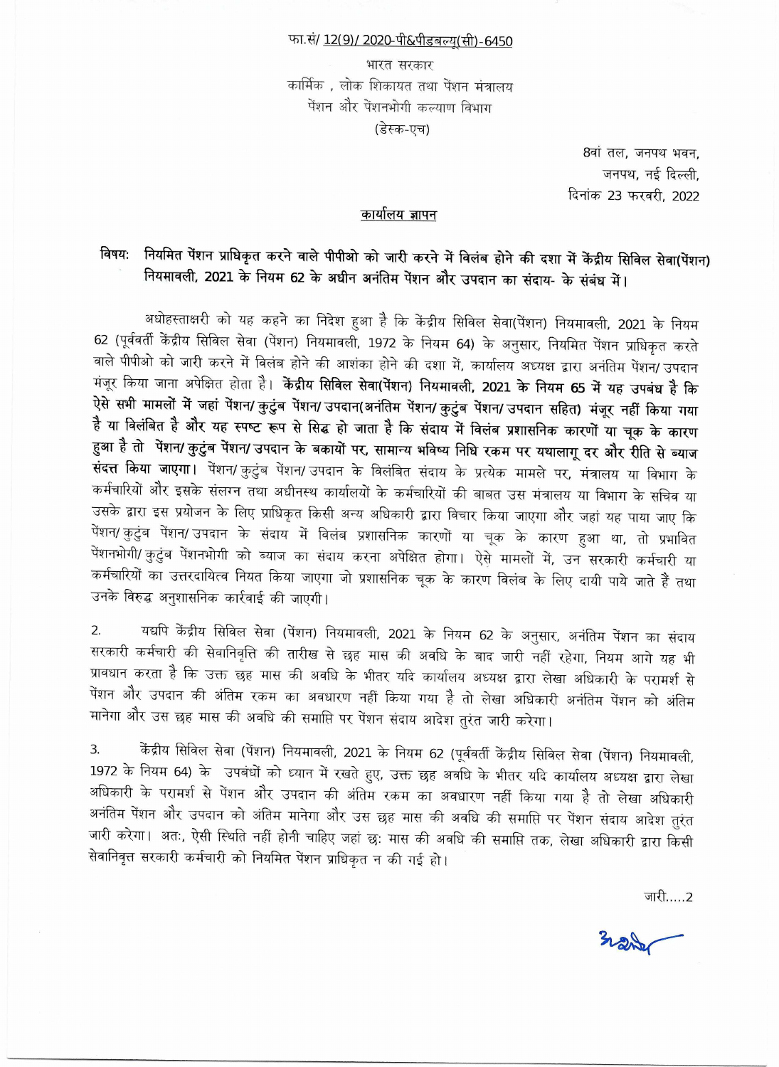फा.सं/ 12(9)/ 2020-पी&पीडब्ल्यू(सी)-6450

भारत सरकार

कार्मिक , लोक शिकायत तथा पेंशन मंत्रालय

पेंशन और पेंशनभोगी कल्याण विभाग

(डेस्क-एच)

8वां तल, जनपथ भवन,

जनपथ, नई दिल्ली,

दिनांक 23 फरवरी, 2022

## कार्यालय ज्ञापन

**विषय: नियमित पेंशन प्राधिकृत करने वाले पीपीओ को जारी करने में विलंब होने की दशा में केंद्रीय सिविल सेवा(पेंशन) नियमावली, 2021 के नियम 62 के अधीन अनंतिम पेंशन और उपदान का संदाय- के संबंध में।**

अधोहस्ताक्षरी को यह कहने का निदेश हुआ है कि केंद्रीय सिविल सेवा(पेंशन) नियमावली, 2021 के नियम 62 (पूर्ववर्ती केंद्रीय सिविल सेवा (पेंशन) नियमावली, 1972 के नियम 64) के अनुसार, नियमित पेंशन प्राधिकृत करते वाले पीपीओ को जारी करने में विलंब होने की आशंका होने की दशा में, कार्यालय अध्यक्ष द्वारा अनंतिम पेंशन/ उपदान मंजूर किया जाना अपेक्षित होता है। **केंद्रीय सिविल सेवा(पेंशन) नियमावली, 2021 के नियम 65 में यह उपबंध है कि ऐसे सभी मामलों में जहां पेंशन/ कुटुंब पेंशन/ उपदान(अनंतिम पेंशन/ कुटुंब पेंशन/ उपदान सहित) मंजूर नहीं किया गया है या विलंबित है और यह स्पष्ट रूप से सिद्ध हो जाता है कि संदाय में विलंब प्रशासनिक कारणों या चूक के कारण हुआ है तो पेंशन/ कुटुंब पेंशन/ उपदान के बकायों पर, सामान्य भविष्य निधि रकम पर यथालागू दर और रीति से ब्याज संदत्त किया जाएगा।** पेंशन/ कुटुंब पेंशन/ उपदान के विलंबित संदाय के प्रत्येक मामले पर, मंत्रालय या विभाग के कर्मचारियों और इसके संलग्न तथा अधीनस्थ कार्यालयों के कर्मचारियों की बाबत उस मंत्रालय या विभाग के सचिव या उसके द्वारा इस प्रयोजन के लिए प्राधिकृत किसी अन्य अधिकारी द्वारा विचार किया जाएगा और जहां यह पाया जाए कि पेंशन/ कुटुंब पेंशन/ उपदान के संदाय में विलंब प्रशासनिक कारणों या चूक के कारण हुआ था, तो प्रभावित पेंशनभोगी/ कुटुंब पेंशनभोगी को ब्याज का संदाय करना अपेक्षित होगा। ऐसे मामलों में, उन सरकारी कर्मचारी या कर्मचारियों का उत्तरदायित्व नियत किया जाएगा जो प्रशासनिक चूक के कारण विलंब के लिए दायी पाये जाते हैं तथा उनके विरुद्ध अनुशासनिक कार्रवाई की जाएगी।

2. यद्यपि केंद्रीय सिविल सेवा (पेंशन) नियमावली, 2021 के नियम 62 के अनुसार, अनंतिम पेंशन का संदाय सरकारी कर्मचारी की सेवानिवृत्ति की तारीख से छह मास की अवधि के बाद जारी नहीं रहेगा, नियम आगे यह भी प्रावधान करता है कि उक्त छह मास की अवधि के भीतर यदि कार्यालय अध्यक्ष द्वारा लेखा अधिकारी के परामर्श से पेंशन और उपदान की अंतिम रकम का अवधारण नहीं किया गया है तो लेखा अधिकारी अनंतिम पेंशन को अंतिम मानेगा और उस छह मास की अवधि की समाप्ति पर पेंशन संदाय आदेश तुरंत जारी करेगा।

3. केंद्रीय सिविल सेवा (पेंशन) नियमावली, 2021 के नियम 62 (पूर्ववर्ती केंद्रीय सिविल सेवा (पेंशन) नियमावली, 1972 के नियम 64) के उपबंधों को ध्यान में रखते हुए, उक्त छह अवधि के भीतर यदि कार्यालय अध्यक्ष द्वारा लेखा अधिकारी के परामर्श से पेंशन और उपदान की अंतिम रकम का अवधारण नहीं किया गया है तो लेखा अधिकारी अनंतिम पेंशन और उपदान को अंतिम मानेगा और उस छह मास की अवधि की समाप्ति पर पेंशन संदाय आदेश तुरंत जारी करेगा। अतः, ऐसी स्थिति नहीं होनी चाहिए जहां छः मास की अवधि की समाप्ति तक, लेखा अधिकारी द्वारा किसी सेवानिवृत्त सरकारी कर्मचारी को नियमित पेंशन प्राधिकृत न की गई हो।

जारी.....2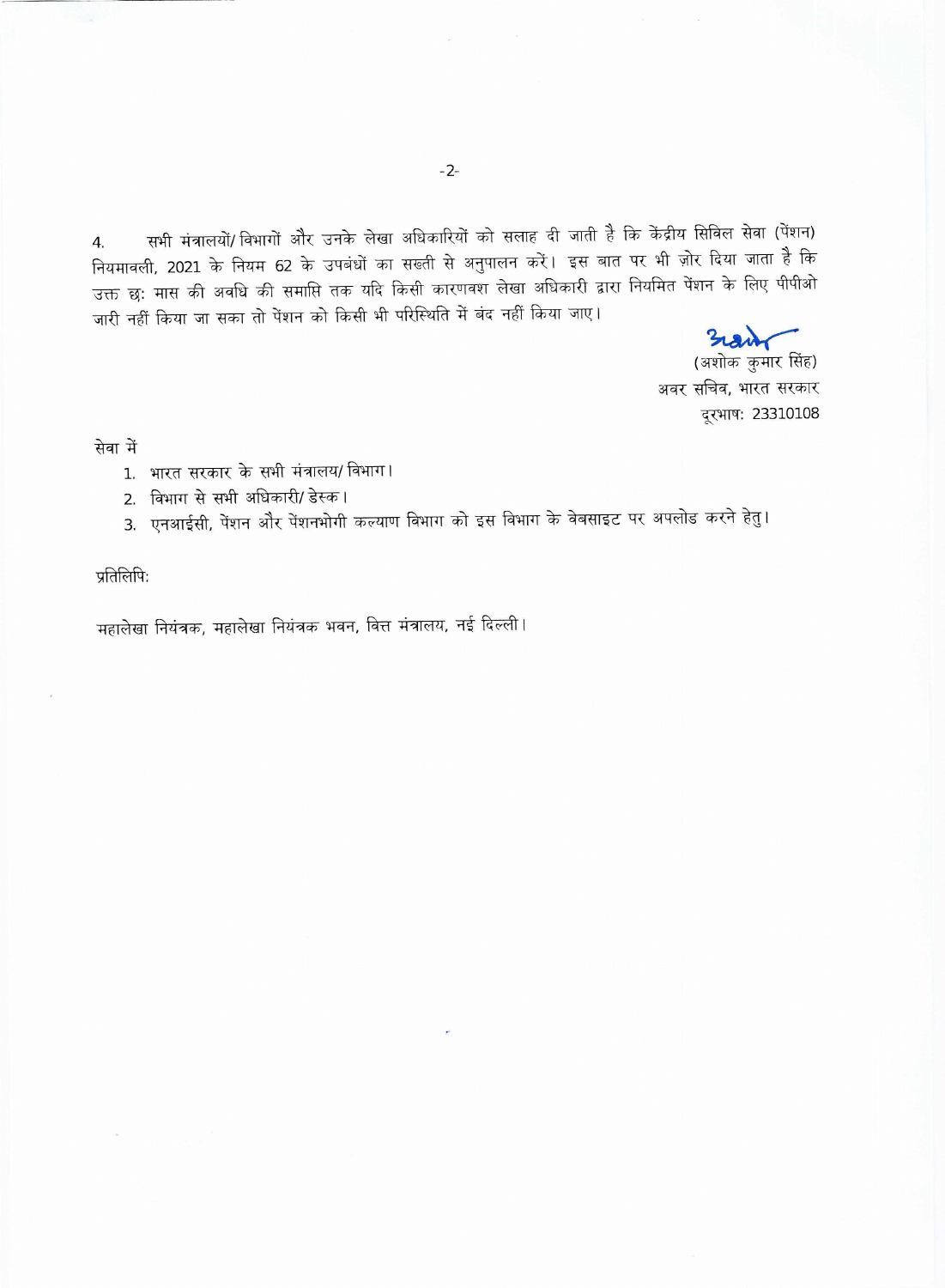4. सभी मंत्रालयों/ विभागों और उनके लेखा अधिकारियों को सलाह दी जाती है कि केंद्रीय सिविल सेवा (पेंशन) नियमावली, 2021 के नियम 62 के उपबंधों का सख्ती से अनुपालन करें। इस बात पर भी ज़ोर दिया जाता है कि उक्त छः मास की अवधि की समाप्ति तक यदि किसी कारणवश लेखा अधिकारी द्वारा नियमित पेंशन के लिए पीपीओ जारी नहीं किया जा सका तो पेंशन को किसी भी परिस्थिति में बंद नहीं किया जाए।

(अशोक कुमार सिंह)
अवर सचिव, भारत सरकार
दूरभाष: 23310108

सेवा में

1. भारत सरकार के सभी मंत्रालय/ विभाग।
2. विभाग से सभी अधिकारी/ डेस्क।
3. एनआईसी, पेंशन और पेंशनभोगी कल्याण विभाग को इस विभाग के वेबसाइट पर अपलोड करने हेतु।

प्रतिलिपि:

महालेखा नियंत्रक, महालेखा नियंत्रक भवन, वित्त मंत्रालय, नई दिल्ली।